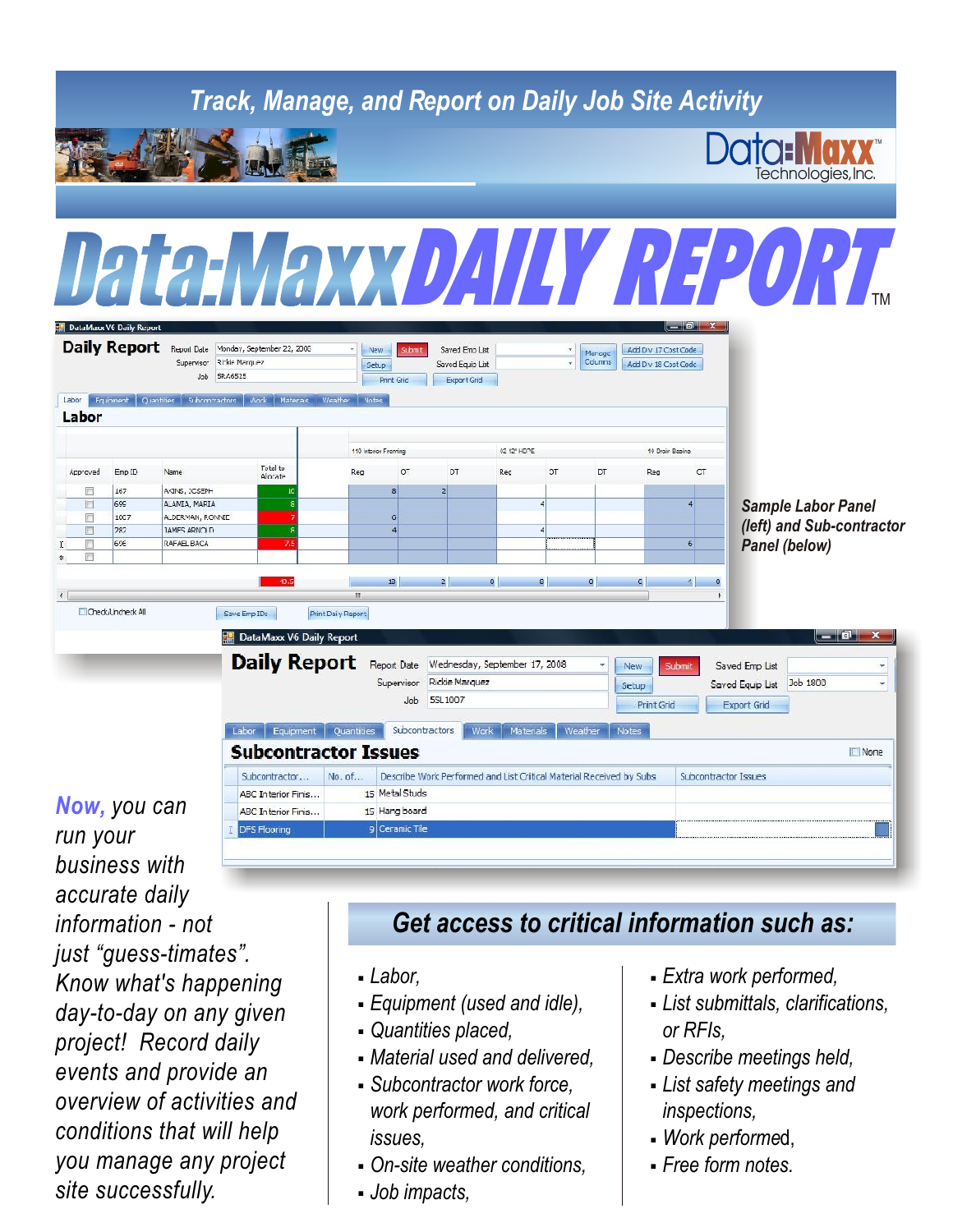# Track, Manage, and Report on Daily Job Site Activity

Data:Maxx Technologies, Inc.

# Data:Maxx DAILY REPORT™

*Sample Labor Panel (left) and Sub-contractor Panel (below)*

*Now, you can run your business with accurate daily information - not just "guess-timates". Know what's happening day-to-day on any given project! Record daily events and provide an overview of activities and conditions that will help you manage any project site successfully.*

## Get access to critical information such as:

- Labor,
- Equipment (used and idle),
- Quantities placed,
- Material used and delivered,
- Subcontractor work force, work performed, and critical issues,
- On-site weather conditions,
- Job impacts,
- Extra work performed,
- List submittals, clarifications, or RFIs,
- Describe meetings held,
- List safety meetings and inspections,
- Work performed,
- Free form notes.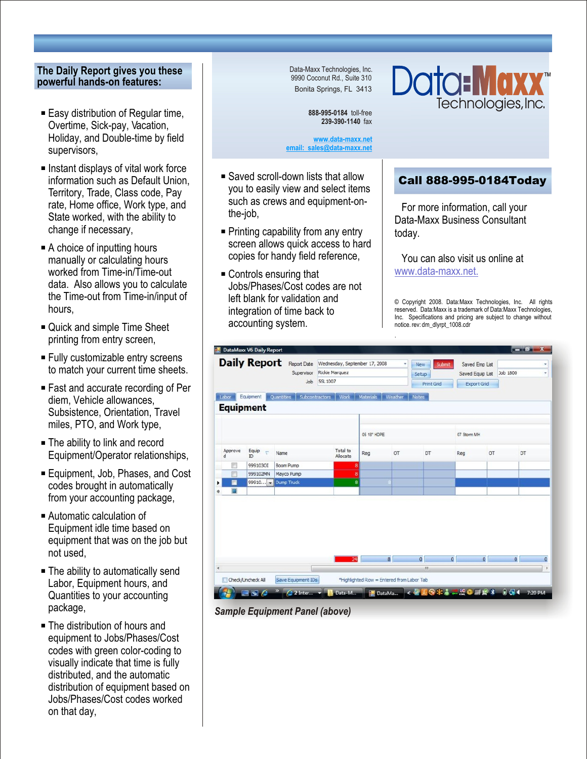## The Daily Report gives you these powerful hands-on features:

- Easy distribution of Regular time, Overtime, Sick-pay, Vacation, Holiday, and Double-time by field supervisors,
- Instant displays of vital work force information such as Default Union, Territory, Trade, Class code, Pay rate, Home office, Work type, and State worked, with the ability to change if necessary,
- A choice of inputting hours manually or calculating hours worked from Time-in/Time-out data. Also allows you to calculate the Time-out from Time-in/input of hours,
- Quick and simple Time Sheet printing from entry screen,
- Fully customizable entry screens to match your current time sheets.
- Fast and accurate recording of Per diem, Vehicle allowances, Subsistence, Orientation, Travel miles, PTO, and Work type,
- The ability to link and record Equipment/Operator relationships,
- Equipment, Job, Phases, and Cost codes brought in automatically from your accounting package,
- Automatic calculation of Equipment idle time based on equipment that was on the job but not used,
- The ability to automatically send Labor, Equipment hours, and Quantities to your accounting package,
- The distribution of hours and equipment to Jobs/Phases/Cost codes with green color-coding to visually indicate that time is fully distributed, and the automatic distribution of equipment based on Jobs/Phases/Cost codes worked on that day,
- Saved scroll-down lists that allow you to easily view and select items such as crews and equipment-on-the-job,
- Printing capability from any entry screen allows quick access to hard copies for handy field reference,
- Controls ensuring that Jobs/Phases/Cost codes are not left blank for validation and integration of time back to accounting system.

Data-Maxx Technologies, Inc.
9990 Coconut Rd., Suite 310
Bonita Springs, FL 3413

**888-995-0184** toll-free
**239-390-1140** fax

www.data-maxx.net
email: sales@data-maxx.net

Data:Maxx™ Technologies, Inc.

## Call 888-995-0184Today

For more information, call your Data-Maxx Business Consultant today.

You can also visit us online at www.data-maxx.net.

© Copyright 2008. Data:Maxx Technologies, Inc. All rights reserved. Data:Maxx is a trademark of Data:Maxx Technologies, Inc. Specifications and pricing are subject to change without notice. rev: dm_dlyrpt_1008.cdr

*Sample Equipment Panel (above)*